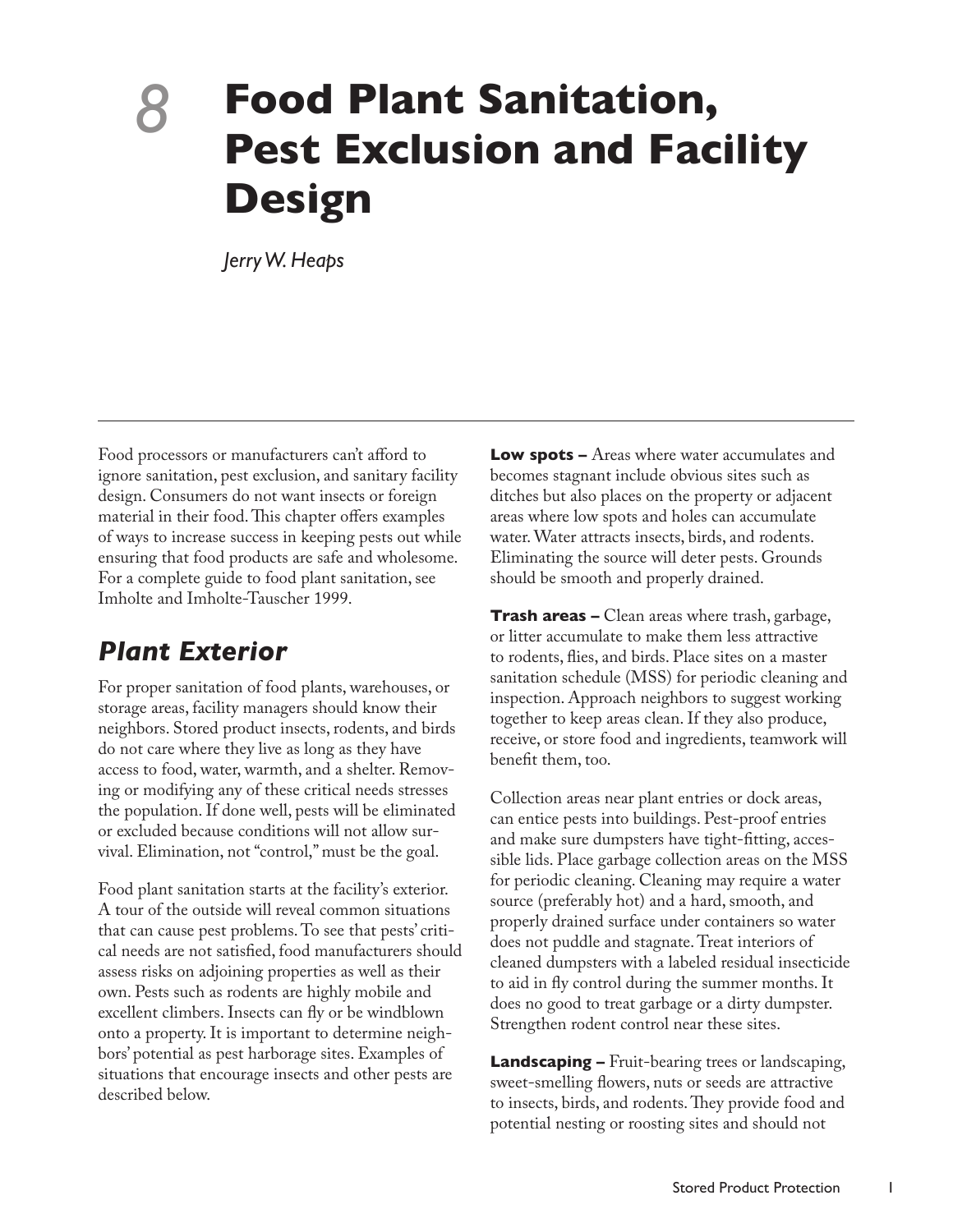# 8 Food Plant Sanitation, Pest Exclusion and Facility Design

*Jerry W. Heaps*

Food processors or manufacturers can't afford to ignore sanitation, pest exclusion, and sanitary facility design. Consumers do not want insects or foreign material in their food. This chapter offers examples of ways to increase success in keeping pests out while ensuring that food products are safe and wholesome. For a complete guide to food plant sanitation, see Imholte and Imholte-Tauscher 1999.

## Plant Exterior

For proper sanitation of food plants, warehouses, or storage areas, facility managers should know their neighbors. Stored product insects, rodents, and birds do not care where they live as long as they have access to food, water, warmth, and a shelter. Removing or modifying any of these critical needs stresses the population. If done well, pests will be eliminated or excluded because conditions will not allow survival. Elimination, not "control," must be the goal.

Food plant sanitation starts at the facility's exterior. A tour of the outside will reveal common situations that can cause pest problems. To see that pests' critical needs are not satisfied, food manufacturers should assess risks on adjoining properties as well as their own. Pests such as rodents are highly mobile and excellent climbers. Insects can fly or be windblown onto a property. It is important to determine neighbors' potential as pest harborage sites. Examples of situations that encourage insects and other pests are described below.

**Low spots –** Areas where water accumulates and becomes stagnant include obvious sites such as ditches but also places on the property or adjacent areas where low spots and holes can accumulate water. Water attracts insects, birds, and rodents. Eliminating the source will deter pests. Grounds should be smooth and properly drained.

**Trash areas –** Clean areas where trash, garbage, or litter accumulate to make them less attractive to rodents, flies, and birds. Place sites on a master sanitation schedule (MSS) for periodic cleaning and inspection. Approach neighbors to suggest working together to keep areas clean. If they also produce, receive, or store food and ingredients, teamwork will benefit them, too.

Collection areas near plant entries or dock areas, can entice pests into buildings. Pest-proof entries and make sure dumpsters have tight-fitting, accessible lids. Place garbage collection areas on the MSS for periodic cleaning. Cleaning may require a water source (preferably hot) and a hard, smooth, and properly drained surface under containers so water does not puddle and stagnate. Treat interiors of cleaned dumpsters with a labeled residual insecticide to aid in fly control during the summer months. It does no good to treat garbage or a dirty dumpster. Strengthen rodent control near these sites.

**Landscaping –** Fruit-bearing trees or landscaping, sweet-smelling flowers, nuts or seeds are attractive to insects, birds, and rodents. They provide food and potential nesting or roosting sites and should not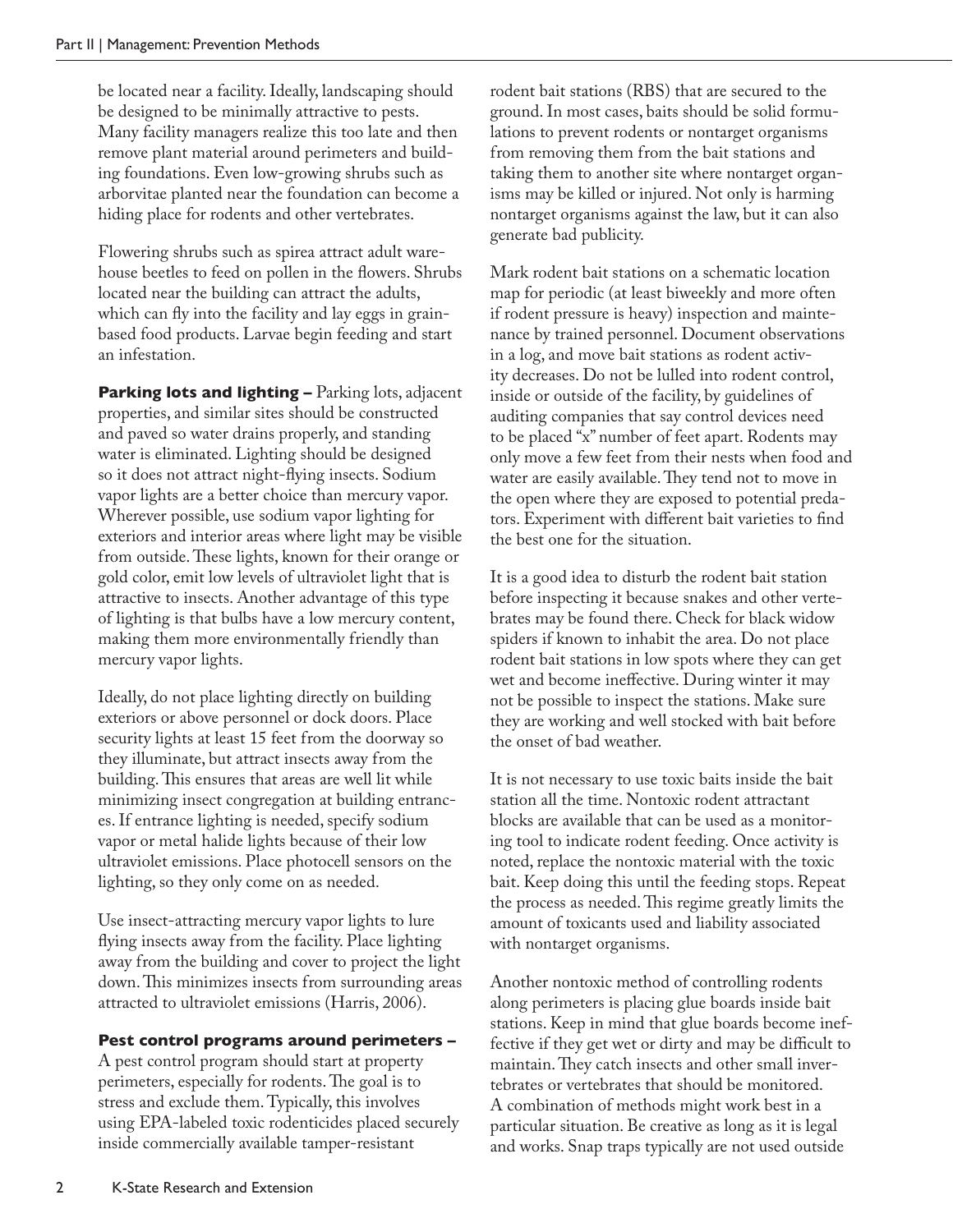be located near a facility. Ideally, landscaping should be designed to be minimally attractive to pests. Many facility managers realize this too late and then remove plant material around perimeters and building foundations. Even low-growing shrubs such as arborvitae planted near the foundation can become a hiding place for rodents and other vertebrates.

Flowering shrubs such as spirea attract adult warehouse beetles to feed on pollen in the flowers. Shrubs located near the building can attract the adults, which can fly into the facility and lay eggs in grain-based food products. Larvae begin feeding and start an infestation.

**Parking lots and lighting –** Parking lots, adjacent properties, and similar sites should be constructed and paved so water drains properly, and standing water is eliminated. Lighting should be designed so it does not attract night-flying insects. Sodium vapor lights are a better choice than mercury vapor. Wherever possible, use sodium vapor lighting for exteriors and interior areas where light may be visible from outside. These lights, known for their orange or gold color, emit low levels of ultraviolet light that is attractive to insects. Another advantage of this type of lighting is that bulbs have a low mercury content, making them more environmentally friendly than mercury vapor lights.

Ideally, do not place lighting directly on building exteriors or above personnel or dock doors. Place security lights at least 15 feet from the doorway so they illuminate, but attract insects away from the building. This ensures that areas are well lit while minimizing insect congregation at building entrances. If entrance lighting is needed, specify sodium vapor or metal halide lights because of their low ultraviolet emissions. Place photocell sensors on the lighting, so they only come on as needed.

Use insect-attracting mercury vapor lights to lure flying insects away from the facility. Place lighting away from the building and cover to project the light down. This minimizes insects from surrounding areas attracted to ultraviolet emissions (Harris, 2006).

**Pest control programs around perimeters –** A pest control program should start at property perimeters, especially for rodents. The goal is to stress and exclude them. Typically, this involves using EPA-labeled toxic rodenticides placed securely inside commercially available tamper-resistant rodent bait stations (RBS) that are secured to the ground. In most cases, baits should be solid formulations to prevent rodents or nontarget organisms from removing them from the bait stations and taking them to another site where nontarget organisms may be killed or injured. Not only is harming nontarget organisms against the law, but it can also generate bad publicity.

Mark rodent bait stations on a schematic location map for periodic (at least biweekly and more often if rodent pressure is heavy) inspection and maintenance by trained personnel. Document observations in a log, and move bait stations as rodent activity decreases. Do not be lulled into rodent control, inside or outside of the facility, by guidelines of auditing companies that say control devices need to be placed "x" number of feet apart. Rodents may only move a few feet from their nests when food and water are easily available. They tend not to move in the open where they are exposed to potential predators. Experiment with different bait varieties to find the best one for the situation.

It is a good idea to disturb the rodent bait station before inspecting it because snakes and other vertebrates may be found there. Check for black widow spiders if known to inhabit the area. Do not place rodent bait stations in low spots where they can get wet and become ineffective. During winter it may not be possible to inspect the stations. Make sure they are working and well stocked with bait before the onset of bad weather.

It is not necessary to use toxic baits inside the bait station all the time. Nontoxic rodent attractant blocks are available that can be used as a monitoring tool to indicate rodent feeding. Once activity is noted, replace the nontoxic material with the toxic bait. Keep doing this until the feeding stops. Repeat the process as needed. This regime greatly limits the amount of toxicants used and liability associated with nontarget organisms.

Another nontoxic method of controlling rodents along perimeters is placing glue boards inside bait stations. Keep in mind that glue boards become ineffective if they get wet or dirty and may be difficult to maintain. They catch insects and other small invertebrates or vertebrates that should be monitored. A combination of methods might work best in a particular situation. Be creative as long as it is legal and works. Snap traps typically are not used outside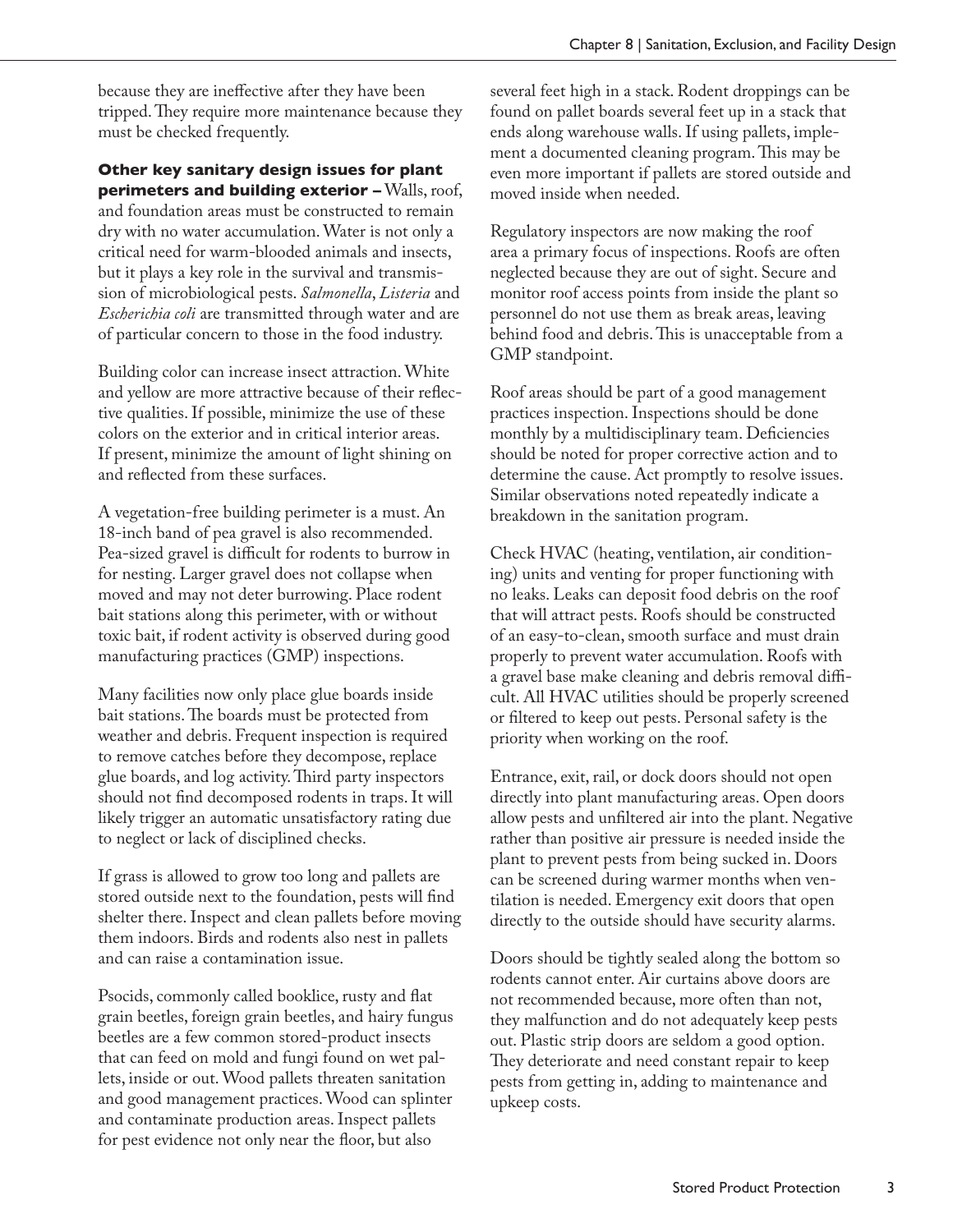because they are ineffective after they have been tripped. They require more maintenance because they must be checked frequently.

**Other key sanitary design issues for plant perimeters and building exterior –** Walls, roof, and foundation areas must be constructed to remain dry with no water accumulation. Water is not only a critical need for warm-blooded animals and insects, but it plays a key role in the survival and transmission of microbiological pests. *Salmonella*, *Listeria* and *Escherichia coli* are transmitted through water and are of particular concern to those in the food industry.

Building color can increase insect attraction. White and yellow are more attractive because of their reflective qualities. If possible, minimize the use of these colors on the exterior and in critical interior areas. If present, minimize the amount of light shining on and reflected from these surfaces.

A vegetation-free building perimeter is a must. An 18-inch band of pea gravel is also recommended. Pea-sized gravel is difficult for rodents to burrow in for nesting. Larger gravel does not collapse when moved and may not deter burrowing. Place rodent bait stations along this perimeter, with or without toxic bait, if rodent activity is observed during good manufacturing practices (GMP) inspections.

Many facilities now only place glue boards inside bait stations. The boards must be protected from weather and debris. Frequent inspection is required to remove catches before they decompose, replace glue boards, and log activity. Third party inspectors should not find decomposed rodents in traps. It will likely trigger an automatic unsatisfactory rating due to neglect or lack of disciplined checks.

If grass is allowed to grow too long and pallets are stored outside next to the foundation, pests will find shelter there. Inspect and clean pallets before moving them indoors. Birds and rodents also nest in pallets and can raise a contamination issue.

Psocids, commonly called booklice, rusty and flat grain beetles, foreign grain beetles, and hairy fungus beetles are a few common stored-product insects that can feed on mold and fungi found on wet pallets, inside or out. Wood pallets threaten sanitation and good management practices. Wood can splinter and contaminate production areas. Inspect pallets for pest evidence not only near the floor, but also several feet high in a stack. Rodent droppings can be found on pallet boards several feet up in a stack that ends along warehouse walls. If using pallets, implement a documented cleaning program. This may be even more important if pallets are stored outside and moved inside when needed.

Regulatory inspectors are now making the roof area a primary focus of inspections. Roofs are often neglected because they are out of sight. Secure and monitor roof access points from inside the plant so personnel do not use them as break areas, leaving behind food and debris. This is unacceptable from a GMP standpoint.

Roof areas should be part of a good management practices inspection. Inspections should be done monthly by a multidisciplinary team. Deficiencies should be noted for proper corrective action and to determine the cause. Act promptly to resolve issues. Similar observations noted repeatedly indicate a breakdown in the sanitation program.

Check HVAC (heating, ventilation, air conditioning) units and venting for proper functioning with no leaks. Leaks can deposit food debris on the roof that will attract pests. Roofs should be constructed of an easy-to-clean, smooth surface and must drain properly to prevent water accumulation. Roofs with a gravel base make cleaning and debris removal difficult. All HVAC utilities should be properly screened or filtered to keep out pests. Personal safety is the priority when working on the roof.

Entrance, exit, rail, or dock doors should not open directly into plant manufacturing areas. Open doors allow pests and unfiltered air into the plant. Negative rather than positive air pressure is needed inside the plant to prevent pests from being sucked in. Doors can be screened during warmer months when ventilation is needed. Emergency exit doors that open directly to the outside should have security alarms.

Doors should be tightly sealed along the bottom so rodents cannot enter. Air curtains above doors are not recommended because, more often than not, they malfunction and do not adequately keep pests out. Plastic strip doors are seldom a good option. They deteriorate and need constant repair to keep pests from getting in, adding to maintenance and upkeep costs.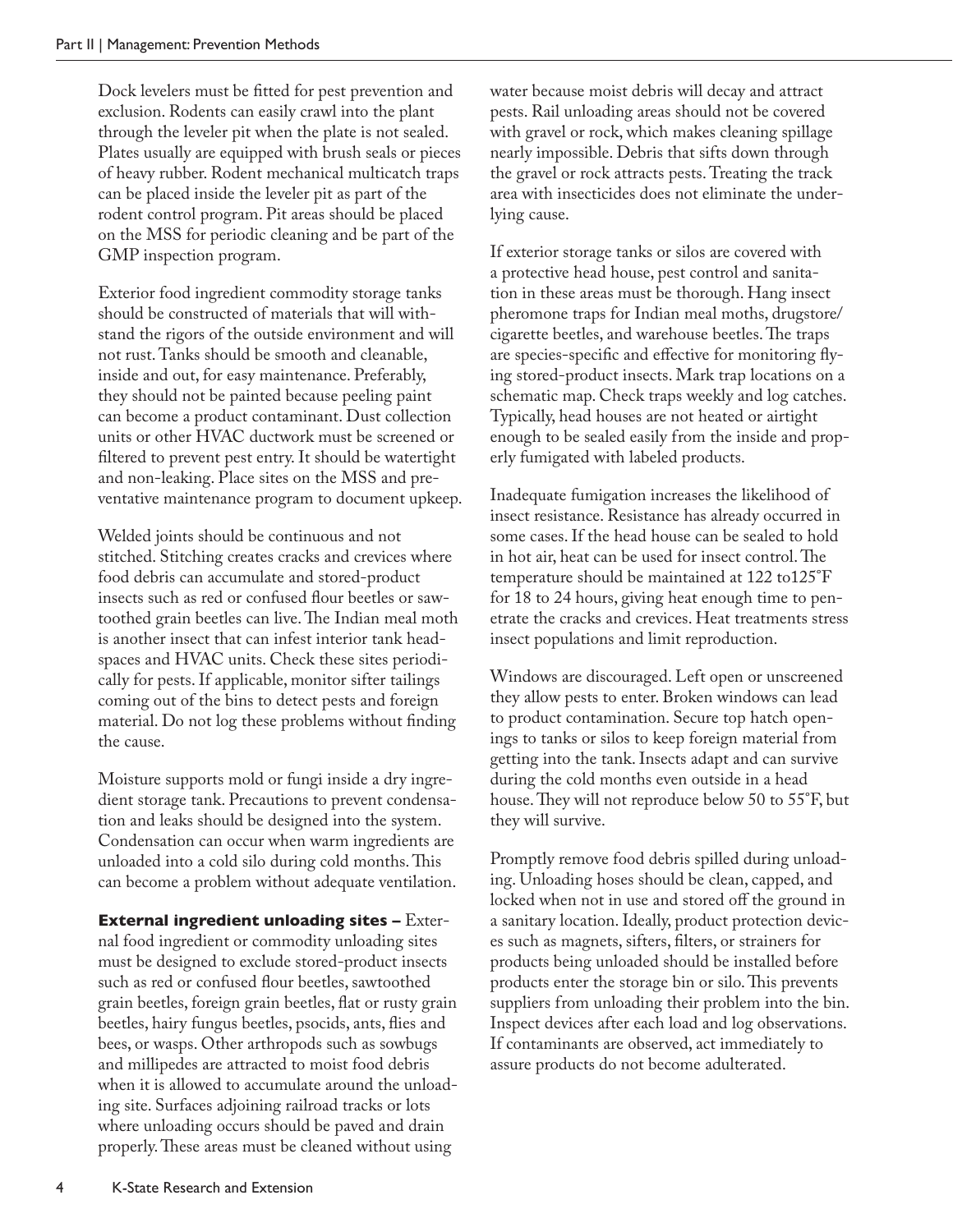Dock levelers must be fitted for pest prevention and exclusion. Rodents can easily crawl into the plant through the leveler pit when the plate is not sealed. Plates usually are equipped with brush seals or pieces of heavy rubber. Rodent mechanical multicatch traps can be placed inside the leveler pit as part of the rodent control program. Pit areas should be placed on the MSS for periodic cleaning and be part of the GMP inspection program.

Exterior food ingredient commodity storage tanks should be constructed of materials that will withstand the rigors of the outside environment and will not rust. Tanks should be smooth and cleanable, inside and out, for easy maintenance. Preferably, they should not be painted because peeling paint can become a product contaminant. Dust collection units or other HVAC ductwork must be screened or filtered to prevent pest entry. It should be watertight and non-leaking. Place sites on the MSS and preventative maintenance program to document upkeep.

Welded joints should be continuous and not stitched. Stitching creates cracks and crevices where food debris can accumulate and stored-product insects such as red or confused flour beetles or sawtoothed grain beetles can live. The Indian meal moth is another insect that can infest interior tank headspaces and HVAC units. Check these sites periodically for pests. If applicable, monitor sifter tailings coming out of the bins to detect pests and foreign material. Do not log these problems without finding the cause.

Moisture supports mold or fungi inside a dry ingredient storage tank. Precautions to prevent condensation and leaks should be designed into the system. Condensation can occur when warm ingredients are unloaded into a cold silo during cold months. This can become a problem without adequate ventilation.

**External ingredient unloading sites –** External food ingredient or commodity unloading sites must be designed to exclude stored-product insects such as red or confused flour beetles, sawtoothed grain beetles, foreign grain beetles, flat or rusty grain beetles, hairy fungus beetles, psocids, ants, flies and bees, or wasps. Other arthropods such as sowbugs and millipedes are attracted to moist food debris when it is allowed to accumulate around the unloading site. Surfaces adjoining railroad tracks or lots where unloading occurs should be paved and drain properly. These areas must be cleaned without using water because moist debris will decay and attract pests. Rail unloading areas should not be covered with gravel or rock, which makes cleaning spillage nearly impossible. Debris that sifts down through the gravel or rock attracts pests. Treating the track area with insecticides does not eliminate the underlying cause.

If exterior storage tanks or silos are covered with a protective head house, pest control and sanitation in these areas must be thorough. Hang insect pheromone traps for Indian meal moths, drugstore/cigarette beetles, and warehouse beetles. The traps are species-specific and effective for monitoring flying stored-product insects. Mark trap locations on a schematic map. Check traps weekly and log catches. Typically, head houses are not heated or airtight enough to be sealed easily from the inside and properly fumigated with labeled products.

Inadequate fumigation increases the likelihood of insect resistance. Resistance has already occurred in some cases. If the head house can be sealed to hold in hot air, heat can be used for insect control. The temperature should be maintained at 122 to125°F for 18 to 24 hours, giving heat enough time to penetrate the cracks and crevices. Heat treatments stress insect populations and limit reproduction.

Windows are discouraged. Left open or unscreened they allow pests to enter. Broken windows can lead to product contamination. Secure top hatch openings to tanks or silos to keep foreign material from getting into the tank. Insects adapt and can survive during the cold months even outside in a head house. They will not reproduce below 50 to 55°F, but they will survive.

Promptly remove food debris spilled during unloading. Unloading hoses should be clean, capped, and locked when not in use and stored off the ground in a sanitary location. Ideally, product protection devices such as magnets, sifters, filters, or strainers for products being unloaded should be installed before products enter the storage bin or silo. This prevents suppliers from unloading their problem into the bin. Inspect devices after each load and log observations. If contaminants are observed, act immediately to assure products do not become adulterated.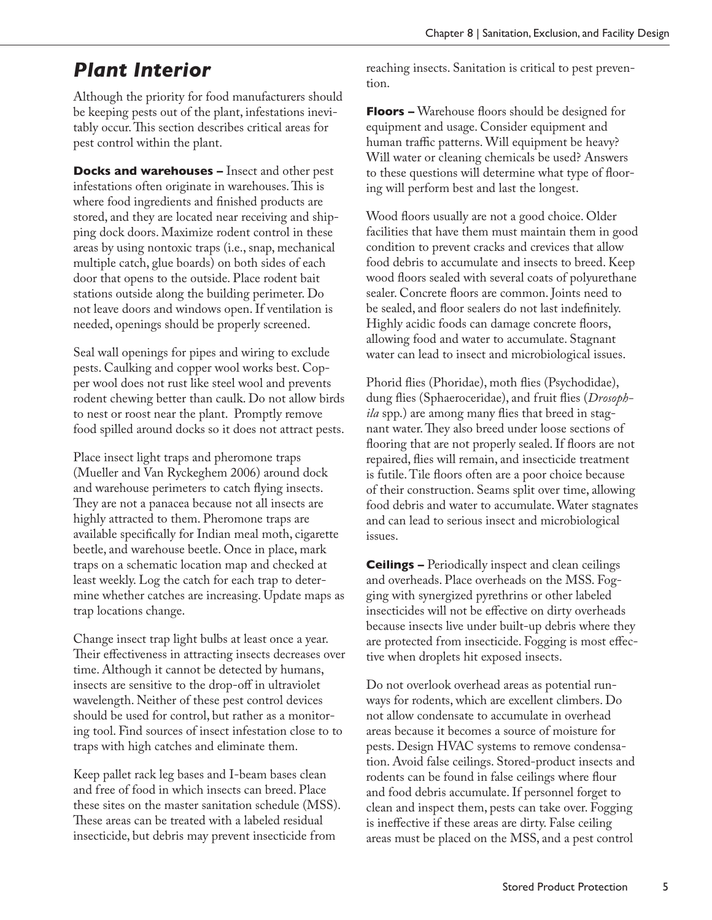## *Plant Interior*

Although the priority for food manufacturers should be keeping pests out of the plant, infestations inevitably occur. This section describes critical areas for pest control within the plant.

**Docks and warehouses –** Insect and other pest infestations often originate in warehouses. This is where food ingredients and finished products are stored, and they are located near receiving and shipping dock doors. Maximize rodent control in these areas by using nontoxic traps (i.e., snap, mechanical multiple catch, glue boards) on both sides of each door that opens to the outside. Place rodent bait stations outside along the building perimeter. Do not leave doors and windows open. If ventilation is needed, openings should be properly screened.

Seal wall openings for pipes and wiring to exclude pests. Caulking and copper wool works best. Copper wool does not rust like steel wool and prevents rodent chewing better than caulk. Do not allow birds to nest or roost near the plant. Promptly remove food spilled around docks so it does not attract pests.

Place insect light traps and pheromone traps (Mueller and Van Ryckeghem 2006) around dock and warehouse perimeters to catch flying insects. They are not a panacea because not all insects are highly attracted to them. Pheromone traps are available specifically for Indian meal moth, cigarette beetle, and warehouse beetle. Once in place, mark traps on a schematic location map and checked at least weekly. Log the catch for each trap to determine whether catches are increasing. Update maps as trap locations change.

Change insect trap light bulbs at least once a year. Their effectiveness in attracting insects decreases over time. Although it cannot be detected by humans, insects are sensitive to the drop-off in ultraviolet wavelength. Neither of these pest control devices should be used for control, but rather as a monitoring tool. Find sources of insect infestation close to to traps with high catches and eliminate them.

Keep pallet rack leg bases and I-beam bases clean and free of food in which insects can breed. Place these sites on the master sanitation schedule (MSS). These areas can be treated with a labeled residual insecticide, but debris may prevent insecticide from reaching insects. Sanitation is critical to pest prevention.

**Floors –** Warehouse floors should be designed for equipment and usage. Consider equipment and human traffic patterns. Will equipment be heavy? Will water or cleaning chemicals be used? Answers to these questions will determine what type of flooring will perform best and last the longest.

Wood floors usually are not a good choice. Older facilities that have them must maintain them in good condition to prevent cracks and crevices that allow food debris to accumulate and insects to breed. Keep wood floors sealed with several coats of polyurethane sealer. Concrete floors are common. Joints need to be sealed, and floor sealers do not last indefinitely. Highly acidic foods can damage concrete floors, allowing food and water to accumulate. Stagnant water can lead to insect and microbiological issues.

Phorid flies (Phoridae), moth flies (Psychodidae), dung flies (Sphaeroceridae), and fruit flies (*Drosophila* spp.) are among many flies that breed in stagnant water. They also breed under loose sections of flooring that are not properly sealed. If floors are not repaired, flies will remain, and insecticide treatment is futile. Tile floors often are a poor choice because of their construction. Seams split over time, allowing food debris and water to accumulate. Water stagnates and can lead to serious insect and microbiological issues.

**Ceilings –** Periodically inspect and clean ceilings and overheads. Place overheads on the MSS. Fogging with synergized pyrethrins or other labeled insecticides will not be effective on dirty overheads because insects live under built-up debris where they are protected from insecticide. Fogging is most effective when droplets hit exposed insects.

Do not overlook overhead areas as potential runways for rodents, which are excellent climbers. Do not allow condensate to accumulate in overhead areas because it becomes a source of moisture for pests. Design HVAC systems to remove condensation. Avoid false ceilings. Stored-product insects and rodents can be found in false ceilings where flour and food debris accumulate. If personnel forget to clean and inspect them, pests can take over. Fogging is ineffective if these areas are dirty. False ceiling areas must be placed on the MSS, and a pest control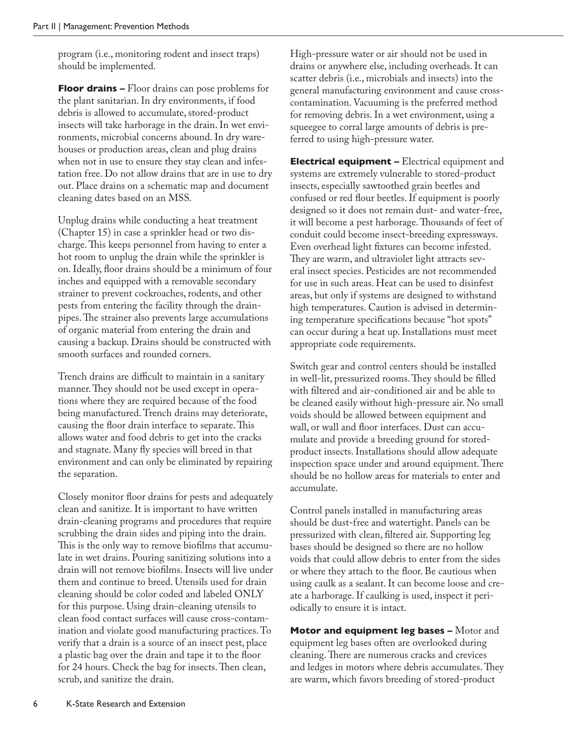program (i.e., monitoring rodent and insect traps) should be implemented.

**Floor drains –** Floor drains can pose problems for the plant sanitarian. In dry environments, if food debris is allowed to accumulate, stored-product insects will take harborage in the drain. In wet environments, microbial concerns abound. In dry warehouses or production areas, clean and plug drains when not in use to ensure they stay clean and infestation free. Do not allow drains that are in use to dry out. Place drains on a schematic map and document cleaning dates based on an MSS.

Unplug drains while conducting a heat treatment (Chapter 15) in case a sprinkler head or two discharge. This keeps personnel from having to enter a hot room to unplug the drain while the sprinkler is on. Ideally, floor drains should be a minimum of four inches and equipped with a removable secondary strainer to prevent cockroaches, rodents, and other pests from entering the facility through the drainpipes. The strainer also prevents large accumulations of organic material from entering the drain and causing a backup. Drains should be constructed with smooth surfaces and rounded corners.

Trench drains are difficult to maintain in a sanitary manner. They should not be used except in operations where they are required because of the food being manufactured. Trench drains may deteriorate, causing the floor drain interface to separate. This allows water and food debris to get into the cracks and stagnate. Many fly species will breed in that environment and can only be eliminated by repairing the separation.

Closely monitor floor drains for pests and adequately clean and sanitize. It is important to have written drain-cleaning programs and procedures that require scrubbing the drain sides and piping into the drain. This is the only way to remove biofilms that accumulate in wet drains. Pouring sanitizing solutions into a drain will not remove biofilms. Insects will live under them and continue to breed. Utensils used for drain cleaning should be color coded and labeled ONLY for this purpose. Using drain-cleaning utensils to clean food contact surfaces will cause cross-contamination and violate good manufacturing practices. To verify that a drain is a source of an insect pest, place a plastic bag over the drain and tape it to the floor for 24 hours. Check the bag for insects. Then clean, scrub, and sanitize the drain.

High-pressure water or air should not be used in drains or anywhere else, including overheads. It can scatter debris (i.e., microbials and insects) into the general manufacturing environment and cause cross-contamination. Vacuuming is the preferred method for removing debris. In a wet environment, using a squeegee to corral large amounts of debris is preferred to using high-pressure water.

**Electrical equipment –** Electrical equipment and systems are extremely vulnerable to stored-product insects, especially sawtoothed grain beetles and confused or red flour beetles. If equipment is poorly designed so it does not remain dust- and water-free, it will become a pest harborage. Thousands of feet of conduit could become insect-breeding expressways. Even overhead light fixtures can become infested. They are warm, and ultraviolet light attracts several insect species. Pesticides are not recommended for use in such areas. Heat can be used to disinfest areas, but only if systems are designed to withstand high temperatures. Caution is advised in determining temperature specifications because "hot spots" can occur during a heat up. Installations must meet appropriate code requirements.

Switch gear and control centers should be installed in well-lit, pressurized rooms. They should be filled with filtered and air-conditioned air and be able to be cleaned easily without high-pressure air. No small voids should be allowed between equipment and wall, or wall and floor interfaces. Dust can accumulate and provide a breeding ground for stored-product insects. Installations should allow adequate inspection space under and around equipment. There should be no hollow areas for materials to enter and accumulate.

Control panels installed in manufacturing areas should be dust-free and watertight. Panels can be pressurized with clean, filtered air. Supporting leg bases should be designed so there are no hollow voids that could allow debris to enter from the sides or where they attach to the floor. Be cautious when using caulk as a sealant. It can become loose and create a harborage. If caulking is used, inspect it periodically to ensure it is intact.

**Motor and equipment leg bases –** Motor and equipment leg bases often are overlooked during cleaning. There are numerous cracks and crevices and ledges in motors where debris accumulates. They are warm, which favors breeding of stored-product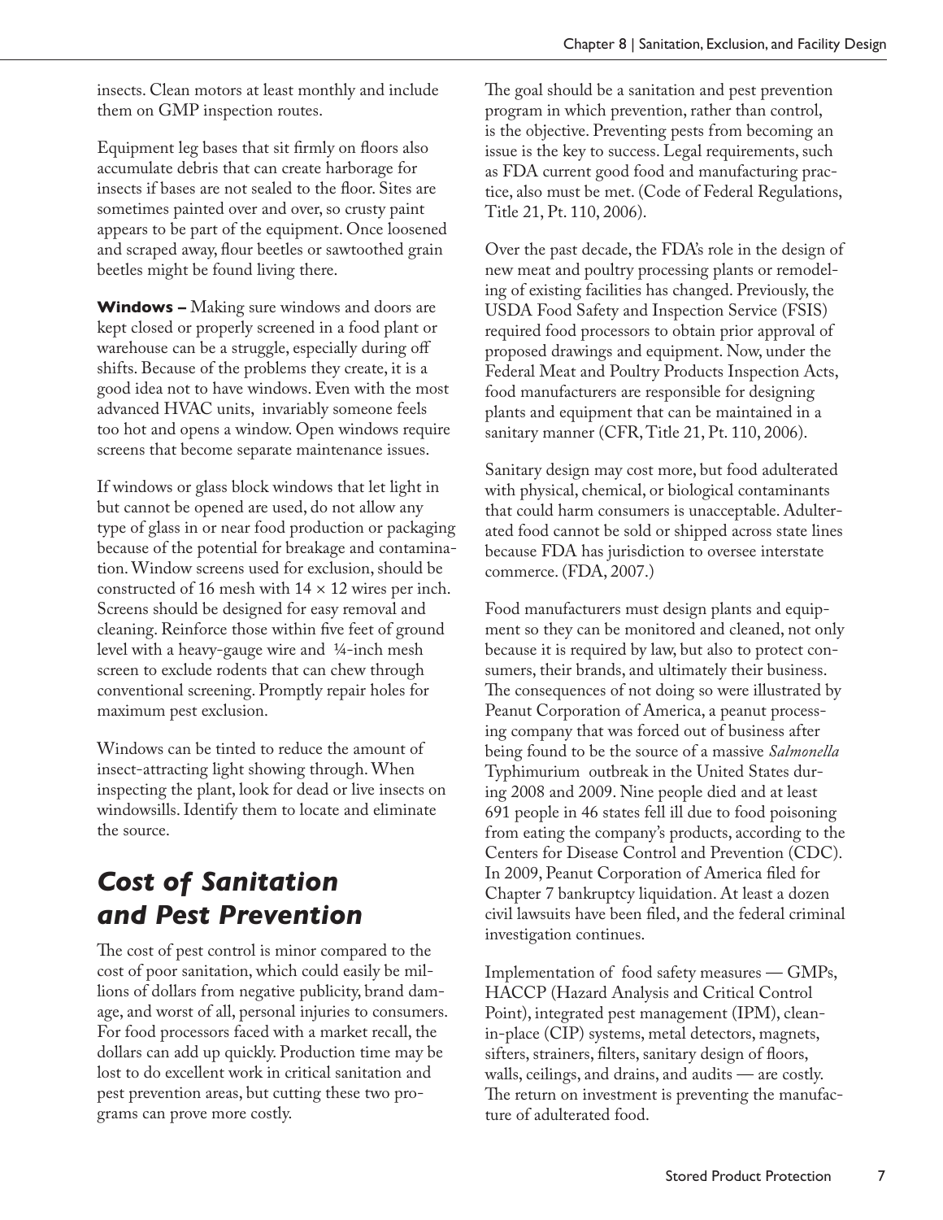insects. Clean motors at least monthly and include them on GMP inspection routes.

Equipment leg bases that sit firmly on floors also accumulate debris that can create harborage for insects if bases are not sealed to the floor. Sites are sometimes painted over and over, so crusty paint appears to be part of the equipment. Once loosened and scraped away, flour beetles or sawtoothed grain beetles might be found living there.

**Windows –** Making sure windows and doors are kept closed or properly screened in a food plant or warehouse can be a struggle, especially during off shifts. Because of the problems they create, it is a good idea not to have windows. Even with the most advanced HVAC units, invariably someone feels too hot and opens a window. Open windows require screens that become separate maintenance issues.

If windows or glass block windows that let light in but cannot be opened are used, do not allow any type of glass in or near food production or packaging because of the potential for breakage and contamination. Window screens used for exclusion, should be constructed of 16 mesh with 14 × 12 wires per inch. Screens should be designed for easy removal and cleaning. Reinforce those within five feet of ground level with a heavy-gauge wire and ¼-inch mesh screen to exclude rodents that can chew through conventional screening. Promptly repair holes for maximum pest exclusion.

Windows can be tinted to reduce the amount of insect-attracting light showing through. When inspecting the plant, look for dead or live insects on windowsills. Identify them to locate and eliminate the source.

## *Cost of Sanitation and Pest Prevention*

The cost of pest control is minor compared to the cost of poor sanitation, which could easily be millions of dollars from negative publicity, brand damage, and worst of all, personal injuries to consumers. For food processors faced with a market recall, the dollars can add up quickly. Production time may be lost to do excellent work in critical sanitation and pest prevention areas, but cutting these two programs can prove more costly.

The goal should be a sanitation and pest prevention program in which prevention, rather than control, is the objective. Preventing pests from becoming an issue is the key to success. Legal requirements, such as FDA current good food and manufacturing practice, also must be met. (Code of Federal Regulations, Title 21, Pt. 110, 2006).

Over the past decade, the FDA's role in the design of new meat and poultry processing plants or remodeling of existing facilities has changed. Previously, the USDA Food Safety and Inspection Service (FSIS) required food processors to obtain prior approval of proposed drawings and equipment. Now, under the Federal Meat and Poultry Products Inspection Acts, food manufacturers are responsible for designing plants and equipment that can be maintained in a sanitary manner (CFR, Title 21, Pt. 110, 2006).

Sanitary design may cost more, but food adulterated with physical, chemical, or biological contaminants that could harm consumers is unacceptable. Adulterated food cannot be sold or shipped across state lines because FDA has jurisdiction to oversee interstate commerce. (FDA, 2007.)

Food manufacturers must design plants and equipment so they can be monitored and cleaned, not only because it is required by law, but also to protect consumers, their brands, and ultimately their business. The consequences of not doing so were illustrated by Peanut Corporation of America, a peanut processing company that was forced out of business after being found to be the source of a massive *Salmonella* Typhimurium outbreak in the United States during 2008 and 2009. Nine people died and at least 691 people in 46 states fell ill due to food poisoning from eating the company's products, according to the Centers for Disease Control and Prevention (CDC). In 2009, Peanut Corporation of America filed for Chapter 7 bankruptcy liquidation. At least a dozen civil lawsuits have been filed, and the federal criminal investigation continues.

Implementation of food safety measures — GMPs, HACCP (Hazard Analysis and Critical Control Point), integrated pest management (IPM), clean-in-place (CIP) systems, metal detectors, magnets, sifters, strainers, filters, sanitary design of floors, walls, ceilings, and drains, and audits — are costly. The return on investment is preventing the manufacture of adulterated food.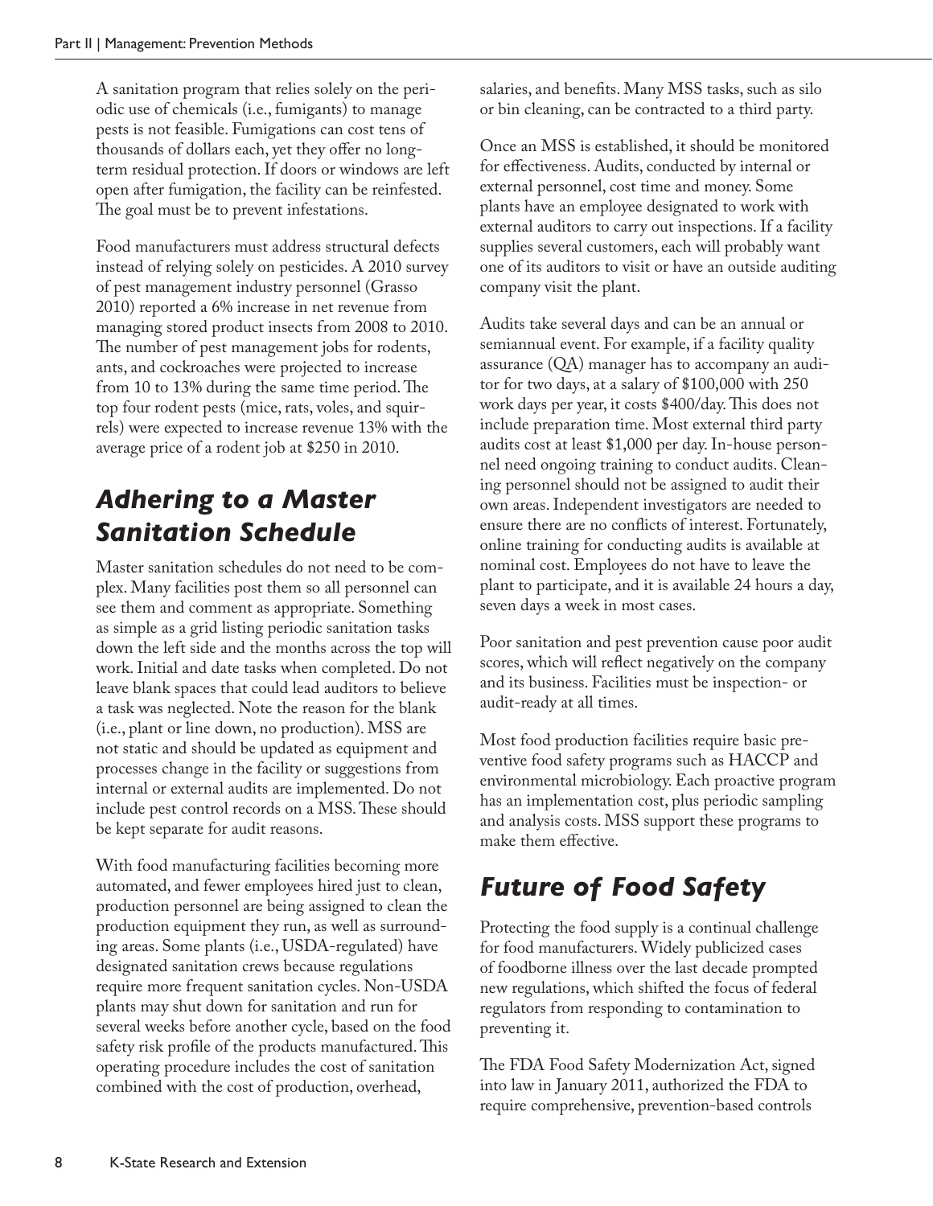A sanitation program that relies solely on the periodic use of chemicals (i.e., fumigants) to manage pests is not feasible. Fumigations can cost tens of thousands of dollars each, yet they offer no long-term residual protection. If doors or windows are left open after fumigation, the facility can be reinfested. The goal must be to prevent infestations.

Food manufacturers must address structural defects instead of relying solely on pesticides. A 2010 survey of pest management industry personnel (Grasso 2010) reported a 6% increase in net revenue from managing stored product insects from 2008 to 2010. The number of pest management jobs for rodents, ants, and cockroaches were projected to increase from 10 to 13% during the same time period. The top four rodent pests (mice, rats, voles, and squirrels) were expected to increase revenue 13% with the average price of a rodent job at $250 in 2010.

## *Adhering to a Master Sanitation Schedule*

Master sanitation schedules do not need to be complex. Many facilities post them so all personnel can see them and comment as appropriate. Something as simple as a grid listing periodic sanitation tasks down the left side and the months across the top will work. Initial and date tasks when completed. Do not leave blank spaces that could lead auditors to believe a task was neglected. Note the reason for the blank (i.e., plant or line down, no production). MSS are not static and should be updated as equipment and processes change in the facility or suggestions from internal or external audits are implemented. Do not include pest control records on a MSS. These should be kept separate for audit reasons.

With food manufacturing facilities becoming more automated, and fewer employees hired just to clean, production personnel are being assigned to clean the production equipment they run, as well as surrounding areas. Some plants (i.e., USDA-regulated) have designated sanitation crews because regulations require more frequent sanitation cycles. Non-USDA plants may shut down for sanitation and run for several weeks before another cycle, based on the food safety risk profile of the products manufactured. This operating procedure includes the cost of sanitation combined with the cost of production, overhead, salaries, and benefits. Many MSS tasks, such as silo or bin cleaning, can be contracted to a third party.

Once an MSS is established, it should be monitored for effectiveness. Audits, conducted by internal or external personnel, cost time and money. Some plants have an employee designated to work with external auditors to carry out inspections. If a facility supplies several customers, each will probably want one of its auditors to visit or have an outside auditing company visit the plant.

Audits take several days and can be an annual or semiannual event. For example, if a facility quality assurance (QA) manager has to accompany an auditor for two days, at a salary of $100,000 with 250 work days per year, it costs $400/day. This does not include preparation time. Most external third party audits cost at least $1,000 per day. In-house personnel need ongoing training to conduct audits. Cleaning personnel should not be assigned to audit their own areas. Independent investigators are needed to ensure there are no conflicts of interest. Fortunately, online training for conducting audits is available at nominal cost. Employees do not have to leave the plant to participate, and it is available 24 hours a day, seven days a week in most cases.

Poor sanitation and pest prevention cause poor audit scores, which will reflect negatively on the company and its business. Facilities must be inspection- or audit-ready at all times.

Most food production facilities require basic preventive food safety programs such as HACCP and environmental microbiology. Each proactive program has an implementation cost, plus periodic sampling and analysis costs. MSS support these programs to make them effective.

## *Future of Food Safety*

Protecting the food supply is a continual challenge for food manufacturers. Widely publicized cases of foodborne illness over the last decade prompted new regulations, which shifted the focus of federal regulators from responding to contamination to preventing it.

The FDA Food Safety Modernization Act, signed into law in January 2011, authorized the FDA to require comprehensive, prevention-based controls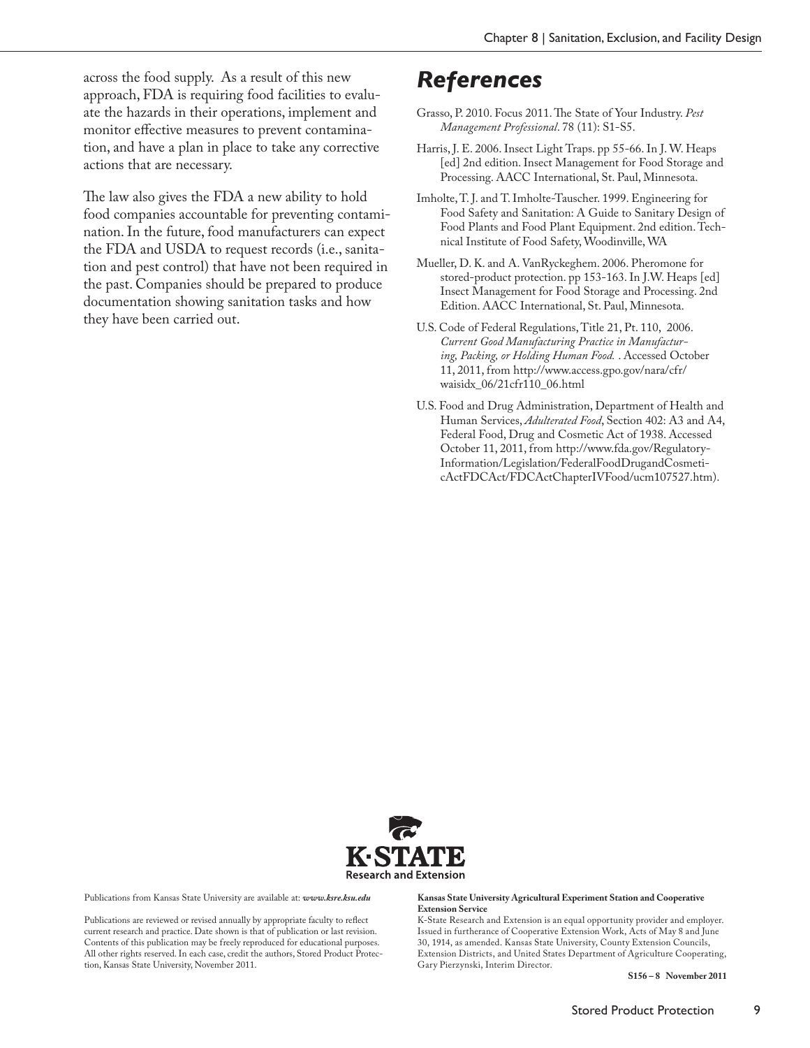across the food supply. As a result of this new approach, FDA is requiring food facilities to evaluate the hazards in their operations, implement and monitor effective measures to prevent contamination, and have a plan in place to take any corrective actions that are necessary.

The law also gives the FDA a new ability to hold food companies accountable for preventing contamination. In the future, food manufacturers can expect the FDA and USDA to request records (i.e., sanitation and pest control) that have not been required in the past. Companies should be prepared to produce documentation showing sanitation tasks and how they have been carried out.

## References

Grasso, P. 2010. Focus 2011. The State of Your Industry. *Pest Management Professional*. 78 (11): S1-S5.

Harris, J. E. 2006. Insect Light Traps. pp 55-66. In J. W. Heaps [ed] 2nd edition. Insect Management for Food Storage and Processing. AACC International, St. Paul, Minnesota.

Imholte, T. J. and T. Imholte-Tauscher. 1999. Engineering for Food Safety and Sanitation: A Guide to Sanitary Design of Food Plants and Food Plant Equipment. 2nd edition. Technical Institute of Food Safety, Woodinville, WA

Mueller, D. K. and A. VanRyckeghem. 2006. Pheromone for stored-product protection. pp 153-163. In J.W. Heaps [ed] Insect Management for Food Storage and Processing. 2nd Edition. AACC International, St. Paul, Minnesota.

U.S. Code of Federal Regulations, Title 21, Pt. 110, 2006. *Current Good Manufacturing Practice in Manufacturing, Packing, or Holding Human Food.* . Accessed October 11, 2011, from http://www.access.gpo.gov/nara/cfr/waisidx_06/21cfr110_06.html

U.S. Food and Drug Administration, Department of Health and Human Services, *Adulterated Food*, Section 402: A3 and A4, Federal Food, Drug and Cosmetic Act of 1938. Accessed October 11, 2011, from http://www.fda.gov/RegulatoryInformation/Legislation/FederalFoodDrugandCosmeticActFDCAct/FDCActChapterIVFood/ucm107527.htm).

K·STATE
Research and Extension

Publications from Kansas State University are available at: ***www.ksre.ksu.edu***

Publications are reviewed or revised annually by appropriate faculty to reflect current research and practice. Date shown is that of publication or last revision. Contents of this publication may be freely reproduced for educational purposes. All other rights reserved. In each case, credit the authors, Stored Product Protection, Kansas State University, November 2011.

**Kansas State University Agricultural Experiment Station and Cooperative Extension Service**

K-State Research and Extension is an equal opportunity provider and employer. Issued in furtherance of Cooperative Extension Work, Acts of May 8 and June 30, 1914, as amended. Kansas State University, County Extension Councils, Extension Districts, and United States Department of Agriculture Cooperating, Gary Pierzynski, Interim Director.

**S156 – 8 November 2011**